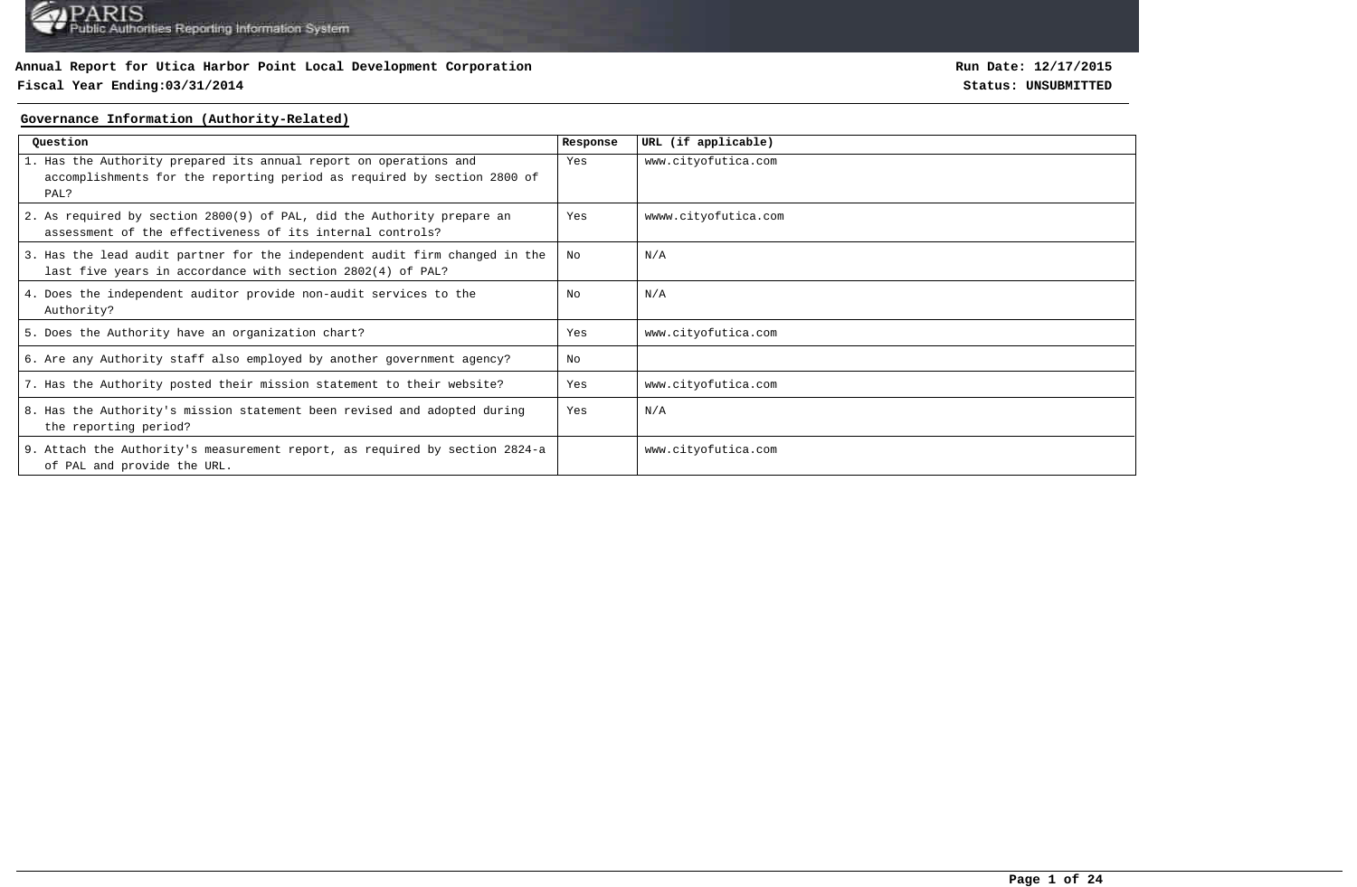**Annual Report for Utica Harbor Point Local Development Corporation**

**Fiscal Year Ending:03/31/2014**

**Run Date: 12/17/2015**

**Status: UNSUBMITTED**

## Governance Information (Authority-Related)

| Question | Response | URL (if applicable) |
| --- | --- | --- |
| 1. Has the Authority prepared its annual report on operations and accomplishments for the reporting period as required by section 2800 of PAL? | Yes | www.cityofutica.com |
| 2. As required by section 2800(9) of PAL, did the Authority prepare an assessment of the effectiveness of its internal controls? | Yes | wwww.cityofutica.com |
| 3. Has the lead audit partner for the independent audit firm changed in the last five years in accordance with section 2802(4) of PAL? | No | N/A |
| 4. Does the independent auditor provide non-audit services to the Authority? | No | N/A |
| 5. Does the Authority have an organization chart? | Yes | www.cityofutica.com |
| 6. Are any Authority staff also employed by another government agency? | No | |
| 7. Has the Authority posted their mission statement to their website? | Yes | www.cityofutica.com |
| 8. Has the Authority's mission statement been revised and adopted during the reporting period? | Yes | N/A |
| 9. Attach the Authority's measurement report, as required by section 2824-a of PAL and provide the URL. | | www.cityofutica.com |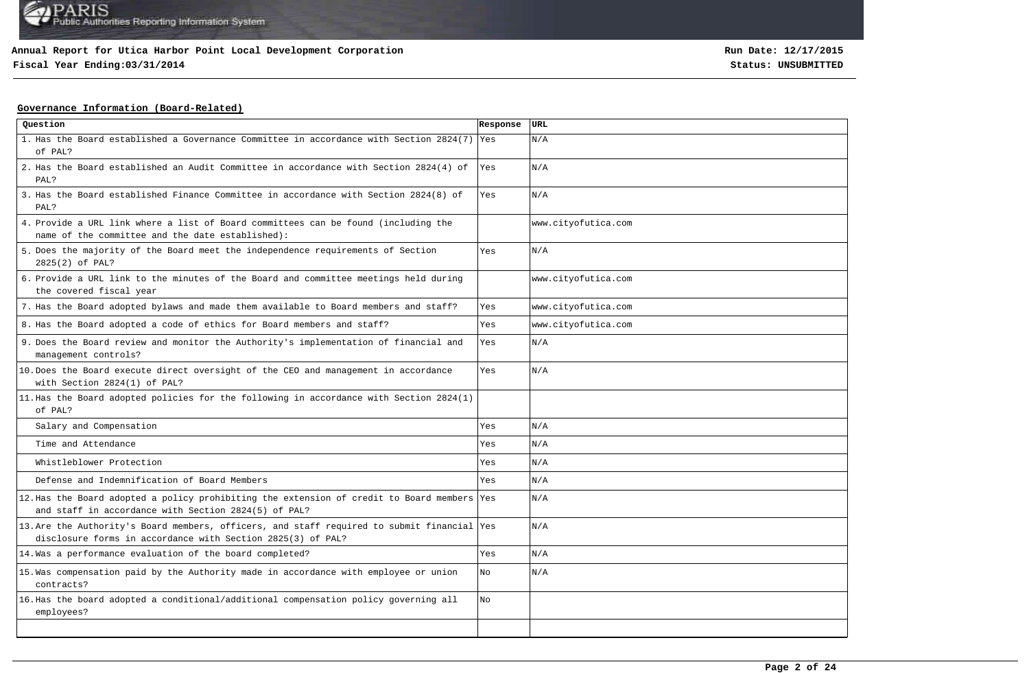**Annual Report for Utica Harbor Point Local Development Corporation**

**Fiscal Year Ending:03/31/2014**

**Run Date: 12/17/2015**

**Status: UNSUBMITTED**

## Governance Information (Board-Related)

| Question | Response | URL |
|---|---|---|
| 1. Has the Board established a Governance Committee in accordance with Section 2824(7) of PAL? | Yes | N/A |
| 2. Has the Board established an Audit Committee in accordance with Section 2824(4) of PAL? | Yes | N/A |
| 3. Has the Board established Finance Committee in accordance with Section 2824(8) of PAL? | Yes | N/A |
| 4. Provide a URL link where a list of Board committees can be found (including the name of the committee and the date established): | | www.cityofutica.com |
| 5. Does the majority of the Board meet the independence requirements of Section 2825(2) of PAL? | Yes | N/A |
| 6. Provide a URL link to the minutes of the Board and committee meetings held during the covered fiscal year | | www.cityofutica.com |
| 7. Has the Board adopted bylaws and made them available to Board members and staff? | Yes | www.cityofutica.com |
| 8. Has the Board adopted a code of ethics for Board members and staff? | Yes | www.cityofutica.com |
| 9. Does the Board review and monitor the Authority's implementation of financial and management controls? | Yes | N/A |
| 10. Does the Board execute direct oversight of the CEO and management in accordance with Section 2824(1) of PAL? | Yes | N/A |
| 11. Has the Board adopted policies for the following in accordance with Section 2824(1) of PAL? | | |
| Salary and Compensation | Yes | N/A |
| Time and Attendance | Yes | N/A |
| Whistleblower Protection | Yes | N/A |
| Defense and Indemnification of Board Members | Yes | N/A |
| 12. Has the Board adopted a policy prohibiting the extension of credit to Board members and staff in accordance with Section 2824(5) of PAL? | Yes | N/A |
| 13. Are the Authority's Board members, officers, and staff required to submit financial disclosure forms in accordance with Section 2825(3) of PAL? | Yes | N/A |
| 14. Was a performance evaluation of the board completed? | Yes | N/A |
| 15. Was compensation paid by the Authority made in accordance with employee or union contracts? | No | N/A |
| 16. Has the board adopted a conditional/additional compensation policy governing all employees? | No | |
| | | |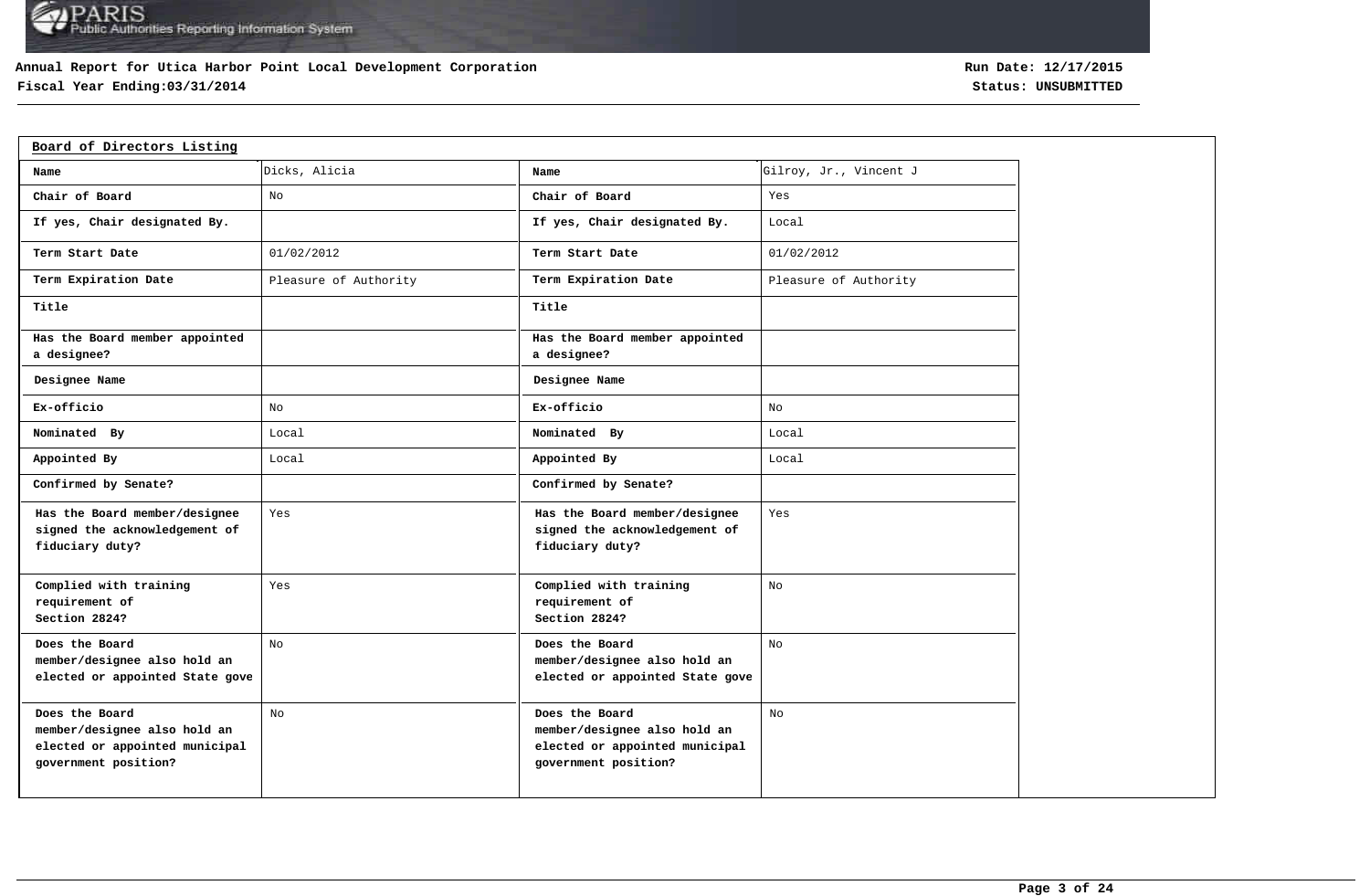Annual Report for Utica Harbor Point Local Development Corporation
Fiscal Year Ending:03/31/2014

Run Date: 12/17/2015
Status: UNSUBMITTED

## Board of Directors Listing

| Name | Dicks, Alicia | Name | Gilroy, Jr., Vincent J |
|---|---|---|---|
| Chair of Board | No | Chair of Board | Yes |
| If yes, Chair designated By. | | If yes, Chair designated By. | Local |
| Term Start Date | 01/02/2012 | Term Start Date | 01/02/2012 |
| Term Expiration Date | Pleasure of Authority | Term Expiration Date | Pleasure of Authority |
| Title | | Title | |
| Has the Board member appointed a designee? | | Has the Board member appointed a designee? | |
| Designee Name | | Designee Name | |
| Ex-officio | No | Ex-officio | No |
| Nominated By | Local | Nominated By | Local |
| Appointed By | Local | Appointed By | Local |
| Confirmed by Senate? | | Confirmed by Senate? | |
| Has the Board member/designee signed the acknowledgement of fiduciary duty? | Yes | Has the Board member/designee signed the acknowledgement of fiduciary duty? | Yes |
| Complied with training requirement of Section 2824? | Yes | Complied with training requirement of Section 2824? | No |
| Does the Board member/designee also hold an elected or appointed State gove | No | Does the Board member/designee also hold an elected or appointed State gove | No |
| Does the Board member/designee also hold an elected or appointed municipal government position? | No | Does the Board member/designee also hold an elected or appointed municipal government position? | No |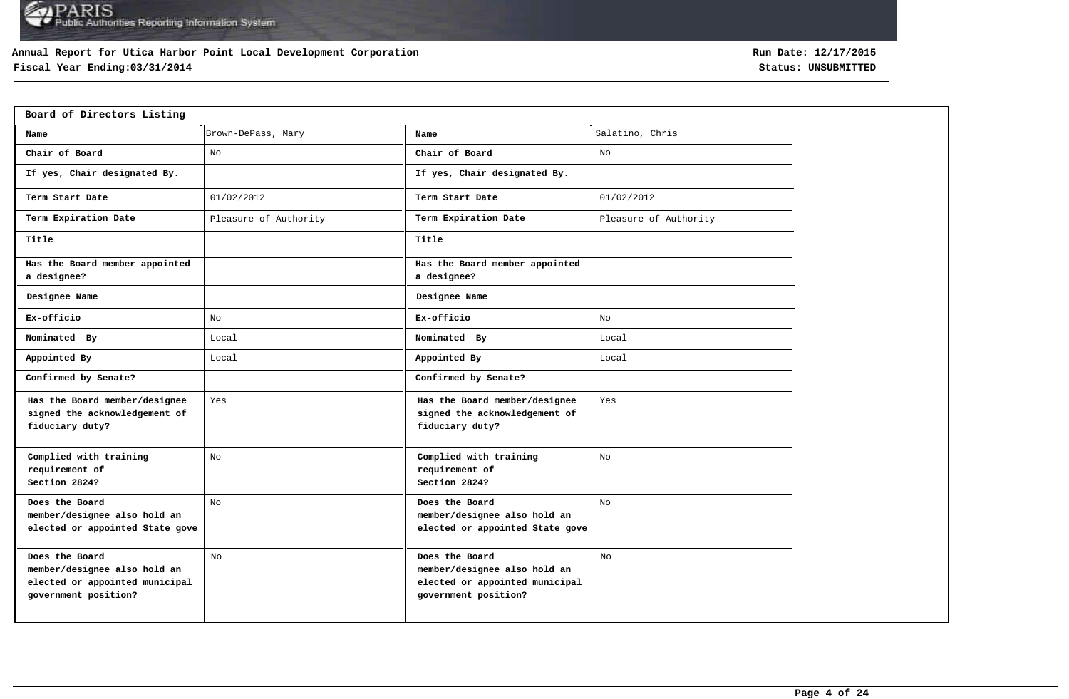**Annual Report for Utica Harbor Point Local Development Corporation**
**Fiscal Year Ending:03/31/2014**

**Run Date: 12/17/2015**
**Status: UNSUBMITTED**

## Board of Directors Listing

| Name | Brown-DePass, Mary | Name | Salatino, Chris |
|---|---|---|---|
| Chair of Board | No | Chair of Board | No |
| If yes, Chair designated By. | | If yes, Chair designated By. | |
| Term Start Date | 01/02/2012 | Term Start Date | 01/02/2012 |
| Term Expiration Date | Pleasure of Authority | Term Expiration Date | Pleasure of Authority |
| Title | | Title | |
| Has the Board member appointed a designee? | | Has the Board member appointed a designee? | |
| Designee Name | | Designee Name | |
| Ex-officio | No | Ex-officio | No |
| Nominated By | Local | Nominated By | Local |
| Appointed By | Local | Appointed By | Local |
| Confirmed by Senate? | | Confirmed by Senate? | |
| Has the Board member/designee signed the acknowledgement of fiduciary duty? | Yes | Has the Board member/designee signed the acknowledgement of fiduciary duty? | Yes |
| Complied with training requirement of Section 2824? | No | Complied with training requirement of Section 2824? | No |
| Does the Board member/designee also hold an elected or appointed State gove | No | Does the Board member/designee also hold an elected or appointed State gove | No |
| Does the Board member/designee also hold an elected or appointed municipal government position? | No | Does the Board member/designee also hold an elected or appointed municipal government position? | No |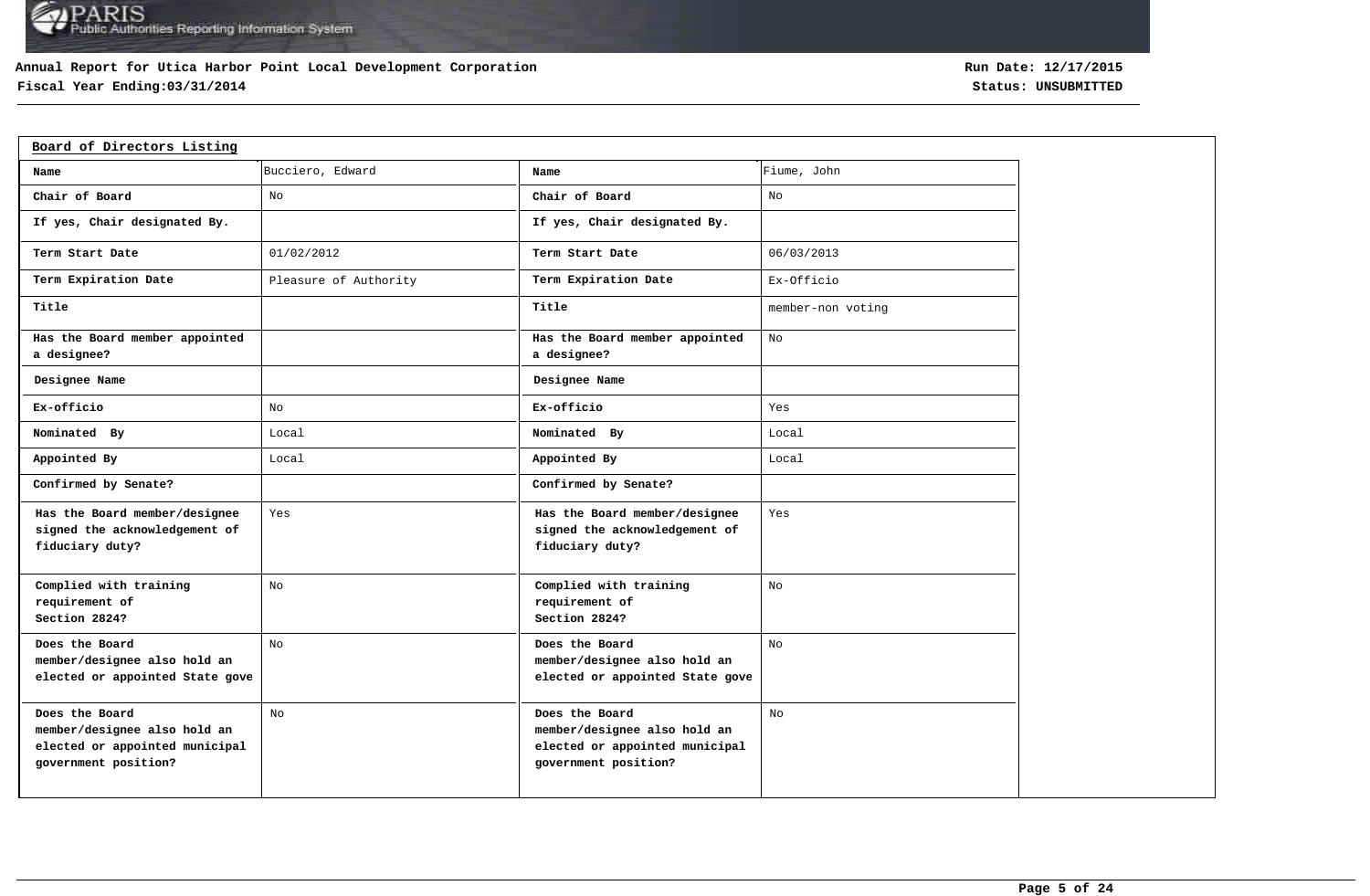**Annual Report for Utica Harbor Point Local Development Corporation**
**Fiscal Year Ending:03/31/2014**

**Run Date: 12/17/2015**
**Status: UNSUBMITTED**

## Board of Directors Listing

| Name | Bucciero, Edward | Name | Fiume, John |
|---|---|---|---|
| Chair of Board | No | Chair of Board | No |
| If yes, Chair designated By. | | If yes, Chair designated By. | |
| Term Start Date | 01/02/2012 | Term Start Date | 06/03/2013 |
| Term Expiration Date | Pleasure of Authority | Term Expiration Date | Ex-Officio |
| Title | | Title | member-non voting |
| Has the Board member appointed a designee? | | Has the Board member appointed a designee? | No |
| Designee Name | | Designee Name | |
| Ex-officio | No | Ex-officio | Yes |
| Nominated By | Local | Nominated By | Local |
| Appointed By | Local | Appointed By | Local |
| Confirmed by Senate? | | Confirmed by Senate? | |
| Has the Board member/designee signed the acknowledgement of fiduciary duty? | Yes | Has the Board member/designee signed the acknowledgement of fiduciary duty? | Yes |
| Complied with training requirement of Section 2824? | No | Complied with training requirement of Section 2824? | No |
| Does the Board member/designee also hold an elected or appointed State gove | No | Does the Board member/designee also hold an elected or appointed State gove | No |
| Does the Board member/designee also hold an elected or appointed municipal government position? | No | Does the Board member/designee also hold an elected or appointed municipal government position? | No |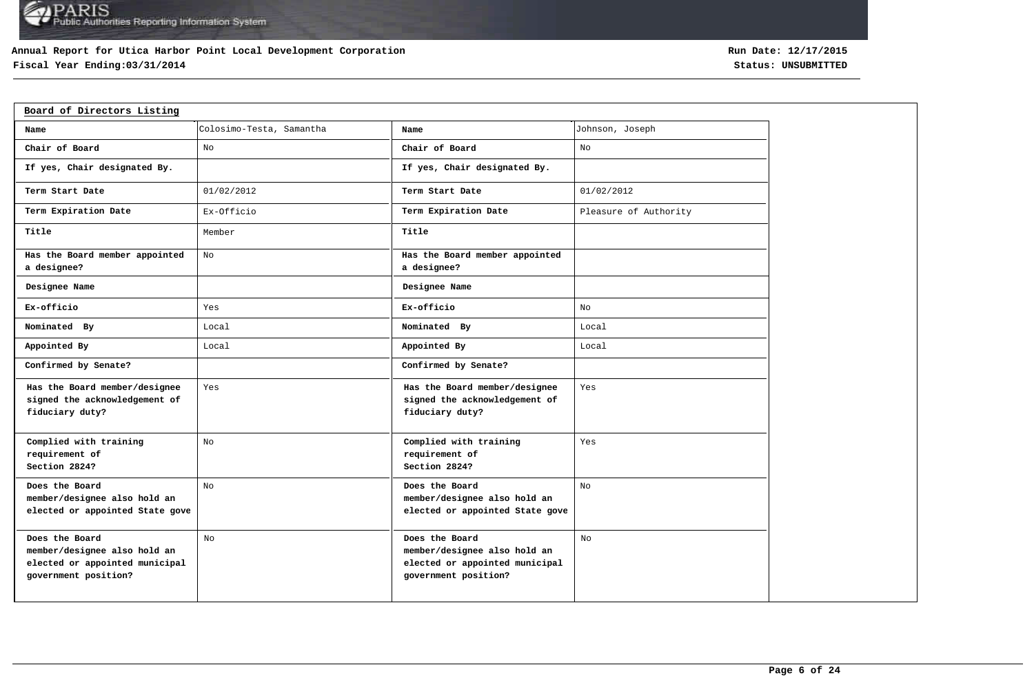**Annual Report for Utica Harbor Point Local Development Corporation**
**Fiscal Year Ending:03/31/2014**

**Run Date: 12/17/2015**
**Status: UNSUBMITTED**

## Board of Directors Listing

| Name | Colosimo-Testa, Samantha | Name | Johnson, Joseph |
|---|---|---|---|
| Chair of Board | No | Chair of Board | No |
| If yes, Chair designated By. | | If yes, Chair designated By. | |
| Term Start Date | 01/02/2012 | Term Start Date | 01/02/2012 |
| Term Expiration Date | Ex-Officio | Term Expiration Date | Pleasure of Authority |
| Title | Member | Title | |
| Has the Board member appointed a designee? | No | Has the Board member appointed a designee? | |
| Designee Name | | Designee Name | |
| Ex-officio | Yes | Ex-officio | No |
| Nominated By | Local | Nominated By | Local |
| Appointed By | Local | Appointed By | Local |
| Confirmed by Senate? | | Confirmed by Senate? | |
| Has the Board member/designee signed the acknowledgement of fiduciary duty? | Yes | Has the Board member/designee signed the acknowledgement of fiduciary duty? | Yes |
| Complied with training requirement of Section 2824? | No | Complied with training requirement of Section 2824? | Yes |
| Does the Board member/designee also hold an elected or appointed State gove | No | Does the Board member/designee also hold an elected or appointed State gove | No |
| Does the Board member/designee also hold an elected or appointed municipal government position? | No | Does the Board member/designee also hold an elected or appointed municipal government position? | No |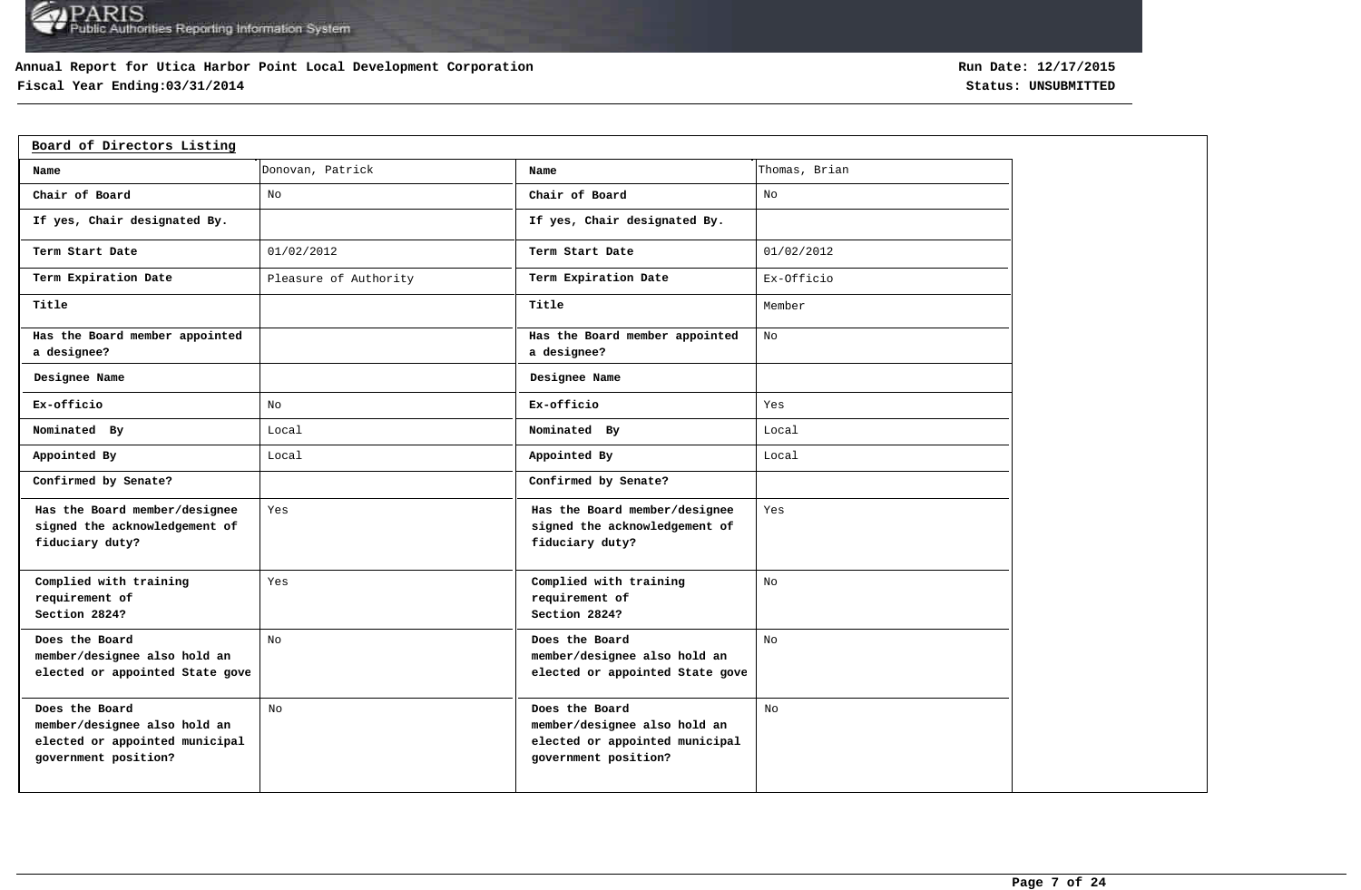Annual Report for Utica Harbor Point Local Development Corporation

Fiscal Year Ending:03/31/2014

Run Date: 12/17/2015

Status: UNSUBMITTED

## Board of Directors Listing

| Name | Donovan, Patrick | Name | Thomas, Brian |
|---|---|---|---|
| Chair of Board | No | Chair of Board | No |
| If yes, Chair designated By. | | If yes, Chair designated By. | |
| Term Start Date | 01/02/2012 | Term Start Date | 01/02/2012 |
| Term Expiration Date | Pleasure of Authority | Term Expiration Date | Ex-Officio |
| Title | | Title | Member |
| Has the Board member appointed a designee? | | Has the Board member appointed a designee? | No |
| Designee Name | | Designee Name | |
| Ex-officio | No | Ex-officio | Yes |
| Nominated By | Local | Nominated By | Local |
| Appointed By | Local | Appointed By | Local |
| Confirmed by Senate? | | Confirmed by Senate? | |
| Has the Board member/designee signed the acknowledgement of fiduciary duty? | Yes | Has the Board member/designee signed the acknowledgement of fiduciary duty? | Yes |
| Complied with training requirement of Section 2824? | Yes | Complied with training requirement of Section 2824? | No |
| Does the Board member/designee also hold an elected or appointed State gove | No | Does the Board member/designee also hold an elected or appointed State gove | No |
| Does the Board member/designee also hold an elected or appointed municipal government position? | No | Does the Board member/designee also hold an elected or appointed municipal government position? | No |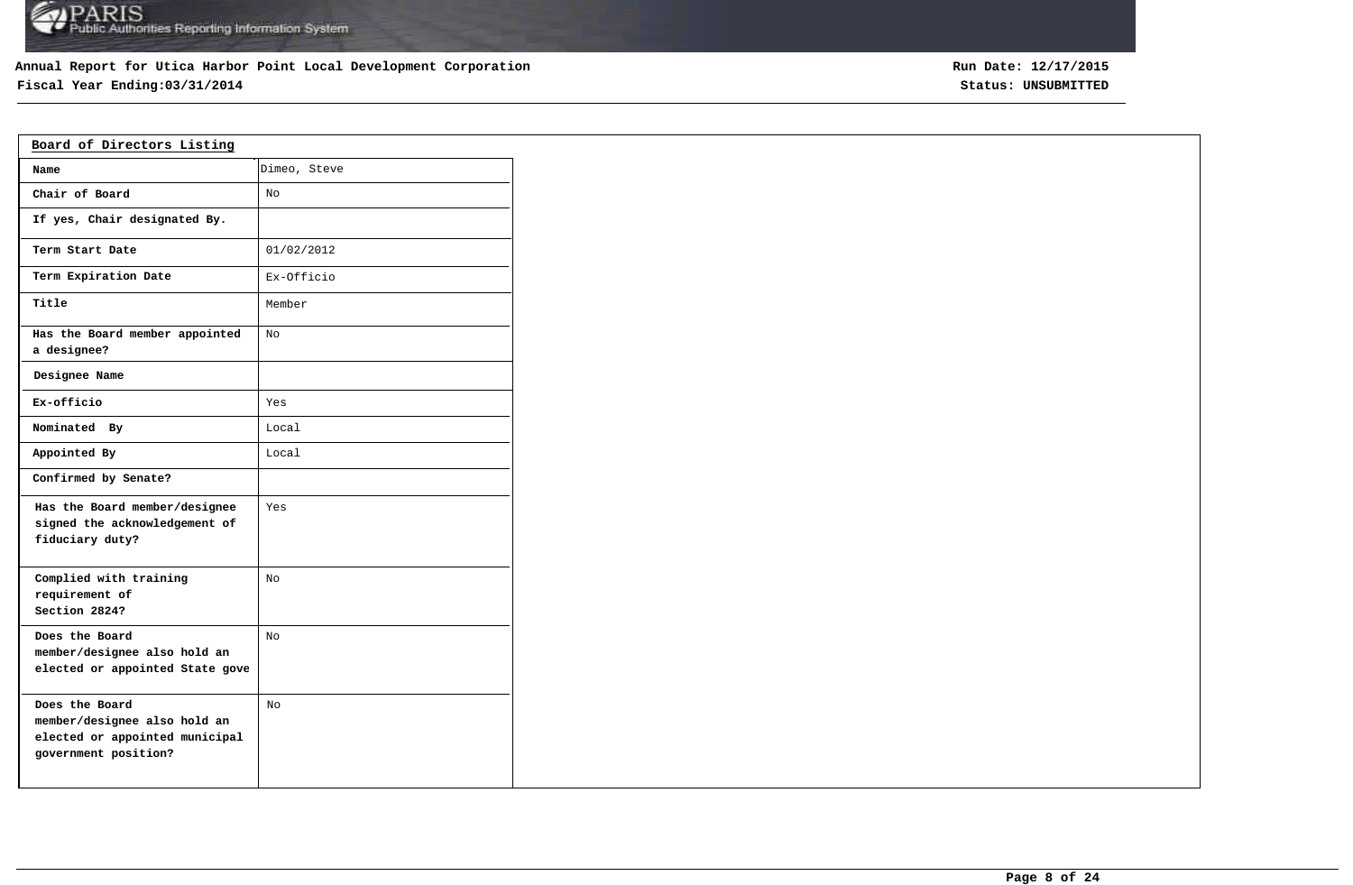**Annual Report for Utica Harbor Point Local Development Corporation**

**Fiscal Year Ending:03/31/2014**

**Run Date: 12/17/2015**

**Status: UNSUBMITTED**

## Board of Directors Listing

| Name | Dimeo, Steve |
|---|---|
| Chair of Board | No |
| If yes, Chair designated By. | |
| Term Start Date | 01/02/2012 |
| Term Expiration Date | Ex-Officio |
| Title | Member |
| Has the Board member appointed a designee? | No |
| Designee Name | |
| Ex-officio | Yes |
| Nominated By | Local |
| Appointed By | Local |
| Confirmed by Senate? | |
| Has the Board member/designee signed the acknowledgement of fiduciary duty? | Yes |
| Complied with training requirement of Section 2824? | No |
| Does the Board member/designee also hold an elected or appointed State gove | No |
| Does the Board member/designee also hold an elected or appointed municipal government position? | No |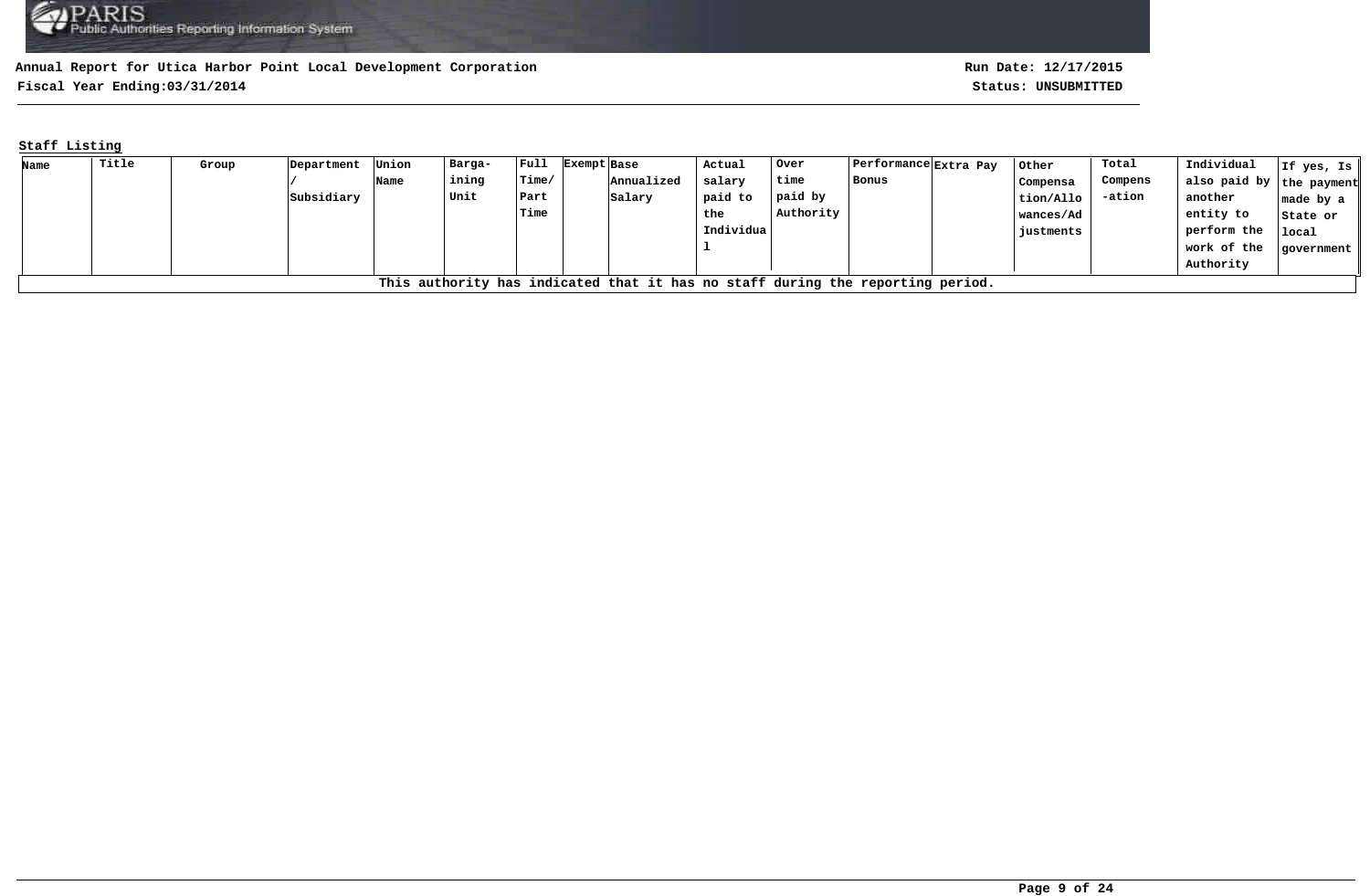**Annual Report for Utica Harbor Point Local Development Corporation**

**Fiscal Year Ending:03/31/2014**

**Run Date: 12/17/2015**

**Status: UNSUBMITTED**

**Staff Listing**

| Name | Title | Group | Department / Subsidiary | Union Name | Barga-ining Unit | Full Time/ Part Time | Exempt | Base Annualized Salary | Actual salary paid to the Individual | Over time paid by Authority | Performance Bonus | Extra Pay | Other Compensation/Allowances/Adjustments | Total Compens-ation | Individual also paid by another entity to perform the work of the Authority | If yes, Is the payment made by a State or local government |
|---|---|---|---|---|---|---|---|---|---|---|---|---|---|---|---|---|
| This authority has indicated that it has no staff during the reporting period. | | | | | | | | | | | | | | | | |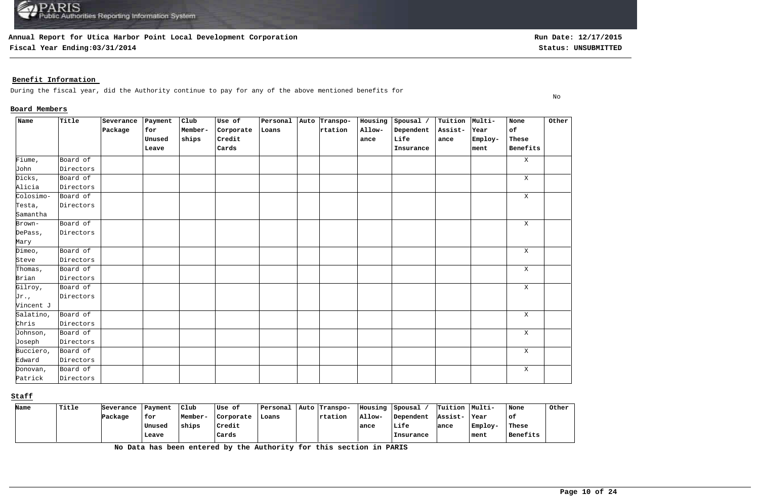**Annual Report for Utica Harbor Point Local Development Corporation**

**Fiscal Year Ending:03/31/2014**

**Run Date: 12/17/2015**

**Status: UNSUBMITTED**

## Benefit Information

During the fiscal year, did the Authority continue to pay for any of the above mentioned benefits for — No

### Board Members

| Name | Title | Severance Package | Payment for Unused Leave | Club Member-ships | Use of Corporate Credit Cards | Personal Loans | Auto | Transpo-rtation | Housing Allow-ance | Spousal / Dependent Life Insurance | Tuition Assist-ance | Multi-Year Employ-ment | None of These Benefits | Other |
|---|---|---|---|---|---|---|---|---|---|---|---|---|---|---|
| Fiume, John | Board of Directors | | | | | | | | | | | | X | |
| Dicks, Alicia | Board of Directors | | | | | | | | | | | | X | |
| Colosimo-Testa, Samantha | Board of Directors | | | | | | | | | | | | X | |
| Brown-DePass, Mary | Board of Directors | | | | | | | | | | | | X | |
| Dimeo, Steve | Board of Directors | | | | | | | | | | | | X | |
| Thomas, Brian | Board of Directors | | | | | | | | | | | | X | |
| Gilroy, Jr., Vincent J | Board of Directors | | | | | | | | | | | | X | |
| Salatino, Chris | Board of Directors | | | | | | | | | | | | X | |
| Johnson, Joseph | Board of Directors | | | | | | | | | | | | X | |
| Bucciero, Edward | Board of Directors | | | | | | | | | | | | X | |
| Donovan, Patrick | Board of Directors | | | | | | | | | | | | X | |

### Staff

| Name | Title | Severance Package | Payment for Unused Leave | Club Member-ships | Use of Corporate Credit Cards | Personal Loans | Auto | Transpo-rtation | Housing Allow-ance | Spousal / Dependent Life Insurance | Tuition Assist-ance | Multi-Year Employ-ment | None of These Benefits | Other |
|---|---|---|---|---|---|---|---|---|---|---|---|---|---|---|

**No Data has been entered by the Authority for this section in PARIS**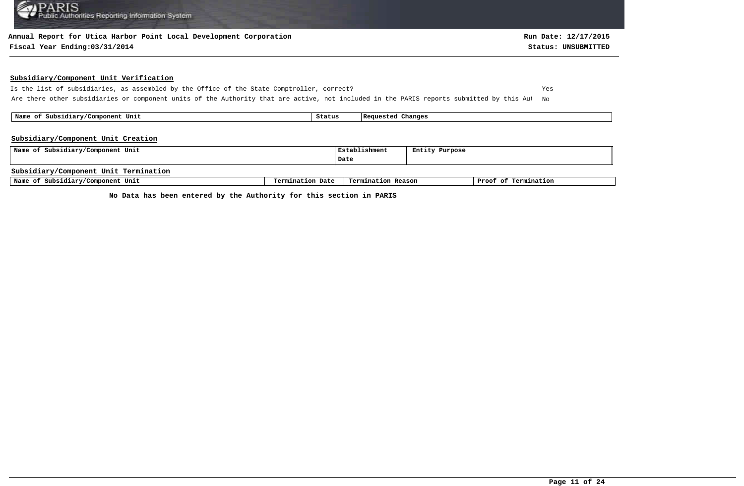**Annual Report for Utica Harbor Point Local Development Corporation**

**Fiscal Year Ending:03/31/2014**

**Run Date: 12/17/2015**

**Status: UNSUBMITTED**

## Subsidiary/Component Unit Verification

| | |
|---|---|
| Is the list of subsidiaries, as assembled by the Office of the State Comptroller, correct? | Yes |
| Are there other subsidiaries or component units of the Authority that are active, not included in the PARIS reports submitted by this Aut | No |

| Name of Subsidiary/Component Unit | Status | Requested Changes |
|---|---|---|

## Subsidiary/Component Unit Creation

| Name of Subsidiary/Component Unit | Establishment Date | Entity Purpose |
|---|---|---|

## Subsidiary/Component Unit Termination

| Name of Subsidiary/Component Unit | Termination Date | Termination Reason | Proof of Termination |
|---|---|---|---|

**No Data has been entered by the Authority for this section in PARIS**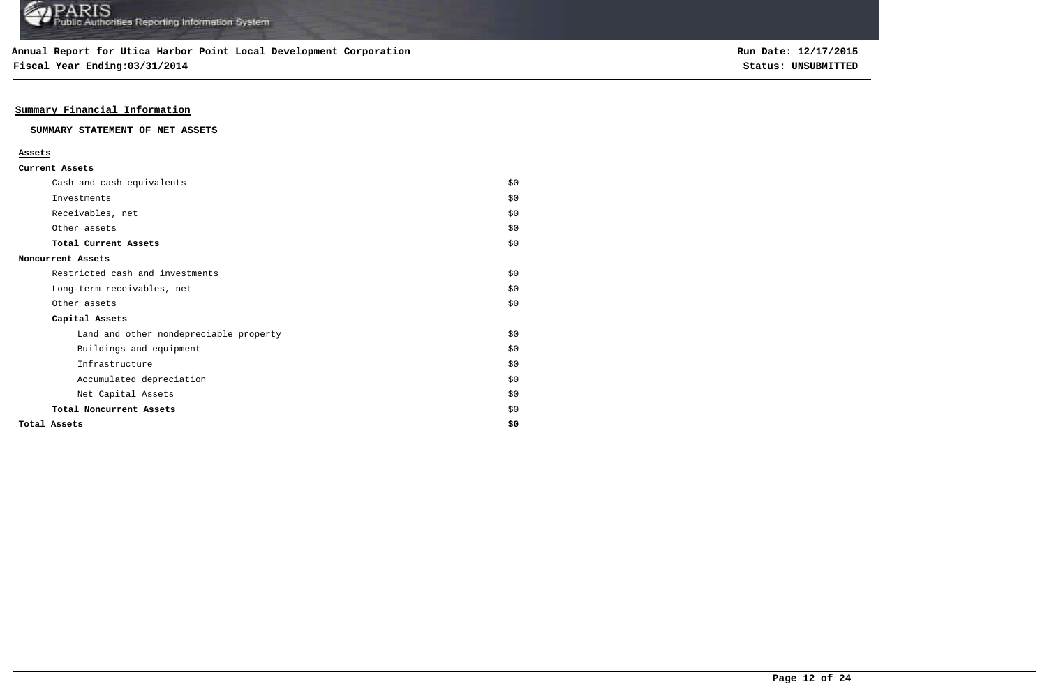## Summary Financial Information

### SUMMARY STATEMENT OF NET ASSETS

| **Assets** | |
|---|---|
| **Current Assets** | |
| Cash and cash equivalents | $0 |
| Investments | $0 |
| Receivables, net | $0 |
| Other assets | $0 |
| **Total Current Assets** | $0 |
| **Noncurrent Assets** | |
| Restricted cash and investments | $0 |
| Long-term receivables, net | $0 |
| Other assets | $0 |
| **Capital Assets** | |
| Land and other nondepreciable property | $0 |
| Buildings and equipment | $0 |
| Infrastructure | $0 |
| Accumulated depreciation | $0 |
| Net Capital Assets | $0 |
| **Total Noncurrent Assets** | $0 |
| **Total Assets** | **$0** |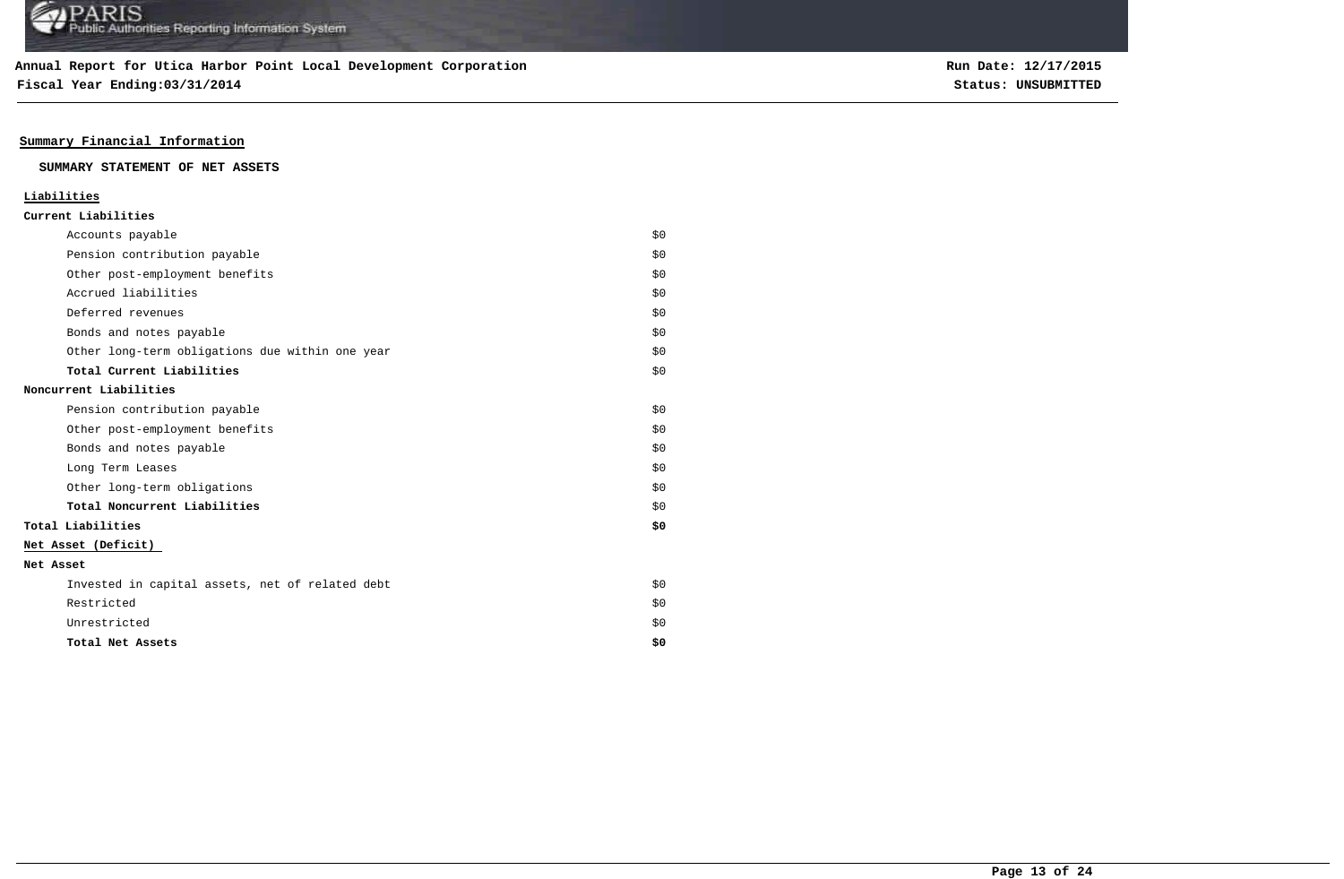**Annual Report for Utica Harbor Point Local Development Corporation**
**Fiscal Year Ending:03/31/2014**

**Run Date: 12/17/2015**
**Status: UNSUBMITTED**

## Summary Financial Information

### SUMMARY STATEMENT OF NET ASSETS

| | |
|---|---|
| **Liabilities** | |
| **Current Liabilities** | |
| Accounts payable | $0 |
| Pension contribution payable | $0 |
| Other post-employment benefits | $0 |
| Accrued liabilities | $0 |
| Deferred revenues | $0 |
| Bonds and notes payable | $0 |
| Other long-term obligations due within one year | $0 |
| **Total Current Liabilities** | $0 |
| **Noncurrent Liabilities** | |
| Pension contribution payable | $0 |
| Other post-employment benefits | $0 |
| Bonds and notes payable | $0 |
| Long Term Leases | $0 |
| Other long-term obligations | $0 |
| **Total Noncurrent Liabilities** | $0 |
| **Total Liabilities** | **$0** |
| **Net Asset (Deficit)** | |
| **Net Asset** | |
| Invested in capital assets, net of related debt | $0 |
| Restricted | $0 |
| Unrestricted | $0 |
| **Total Net Assets** | **$0** |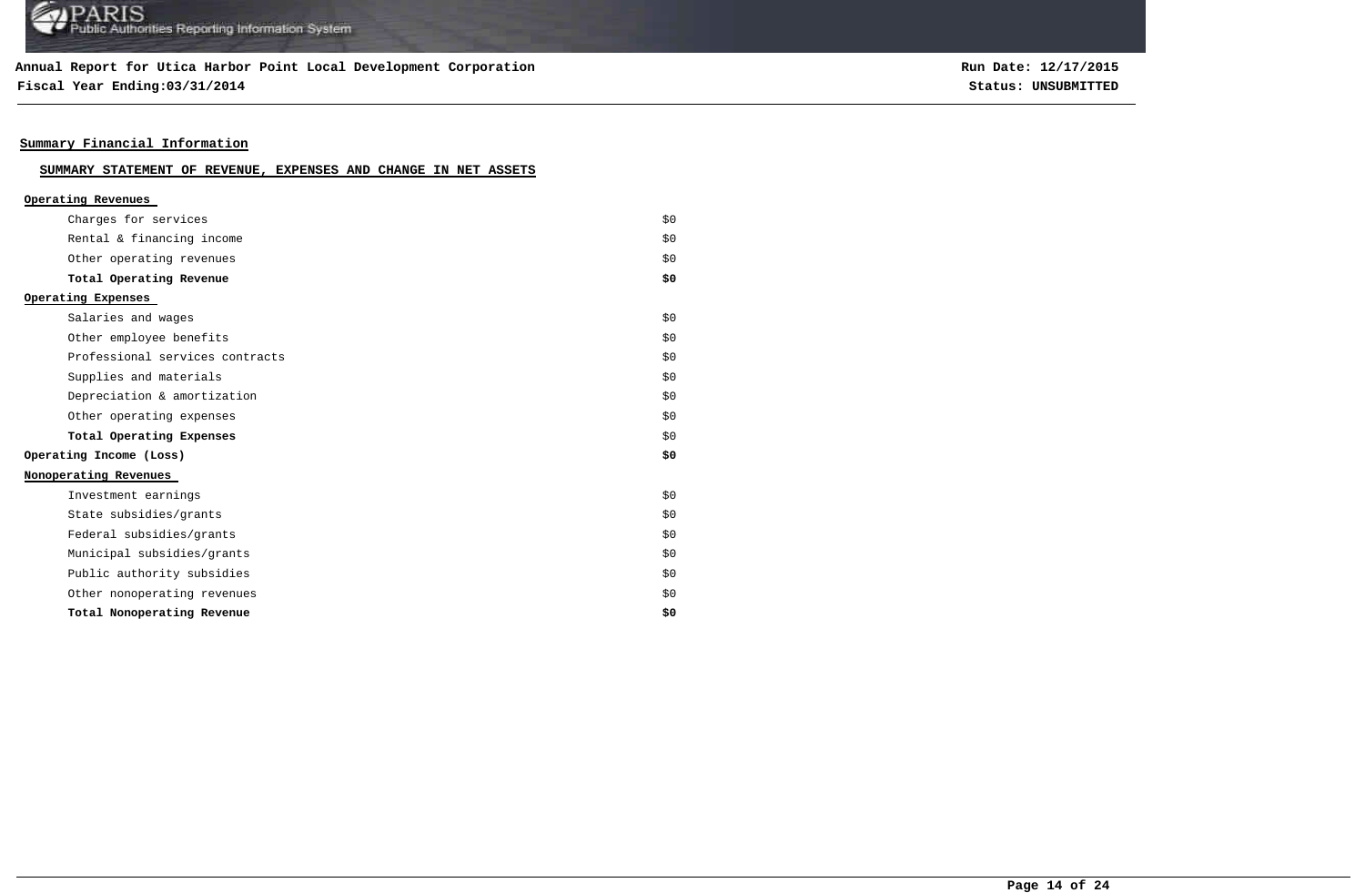## Summary Financial Information

### SUMMARY STATEMENT OF REVENUE, EXPENSES AND CHANGE IN NET ASSETS

| | |
|---|---|
| **Operating Revenues** | |
| Charges for services | $0 |
| Rental & financing income | $0 |
| Other operating revenues | $0 |
| **Total Operating Revenue** | **$0** |
| **Operating Expenses** | |
| Salaries and wages | $0 |
| Other employee benefits | $0 |
| Professional services contracts | $0 |
| Supplies and materials | $0 |
| Depreciation & amortization | $0 |
| Other operating expenses | $0 |
| **Total Operating Expenses** | $0 |
| **Operating Income (Loss)** | **$0** |
| **Nonoperating Revenues** | |
| Investment earnings | $0 |
| State subsidies/grants | $0 |
| Federal subsidies/grants | $0 |
| Municipal subsidies/grants | $0 |
| Public authority subsidies | $0 |
| Other nonoperating revenues | $0 |
| **Total Nonoperating Revenue** | **$0** |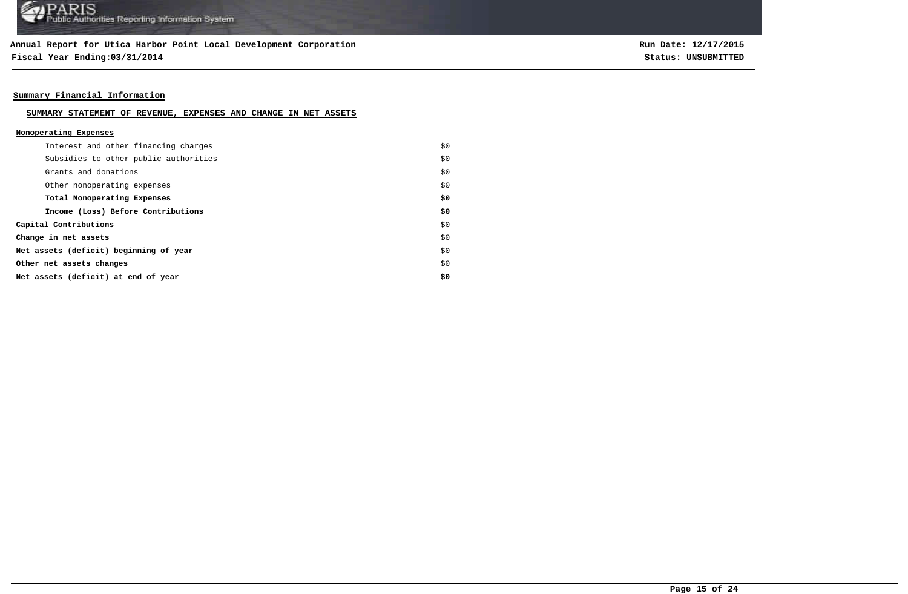**Annual Report for Utica Harbor Point Local Development Corporation**
**Fiscal Year Ending:03/31/2014**

**Run Date: 12/17/2015**
**Status: UNSUBMITTED**

## Summary Financial Information

### SUMMARY STATEMENT OF REVENUE, EXPENSES AND CHANGE IN NET ASSETS

| Nonoperating Expenses | |
|---|---|
| Interest and other financing charges | $0 |
| Subsidies to other public authorities | $0 |
| Grants and donations | $0 |
| Other nonoperating expenses | $0 |
| **Total Nonoperating Expenses** | **$0** |
| **Income (Loss) Before Contributions** | **$0** |
| **Capital Contributions** | $0 |
| **Change in net assets** | $0 |
| **Net assets (deficit) beginning of year** | $0 |
| **Other net assets changes** | $0 |
| **Net assets (deficit) at end of year** | **$0** |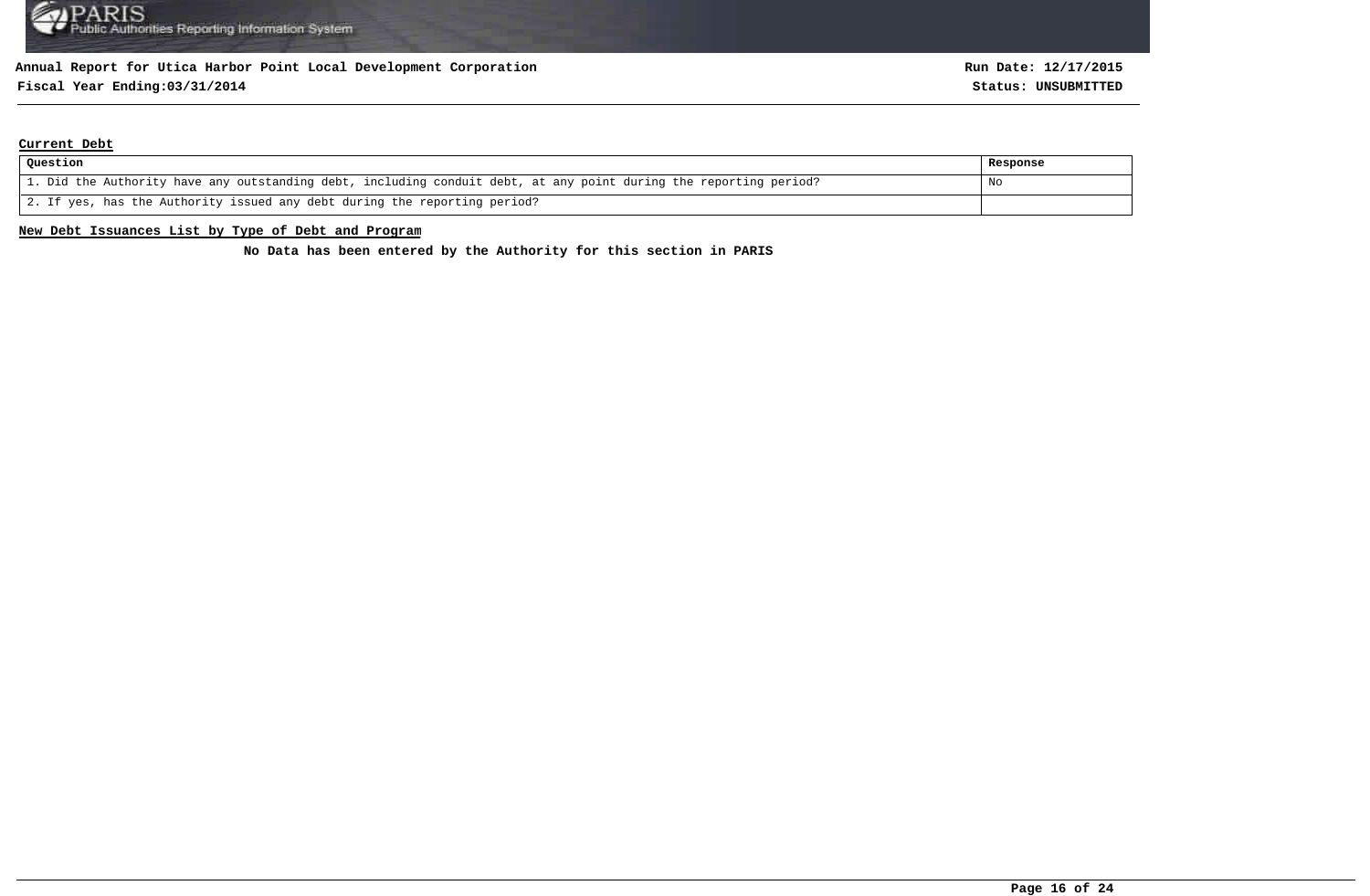**Annual Report for Utica Harbor Point Local Development Corporation**

**Fiscal Year Ending:03/31/2014**

**Run Date: 12/17/2015**

**Status: UNSUBMITTED**

## Current Debt

| Question | Response |
| --- | --- |
| 1. Did the Authority have any outstanding debt, including conduit debt, at any point during the reporting period? | No |
| 2. If yes, has the Authority issued any debt during the reporting period? | |

## New Debt Issuances List by Type of Debt and Program

**No Data has been entered by the Authority for this section in PARIS**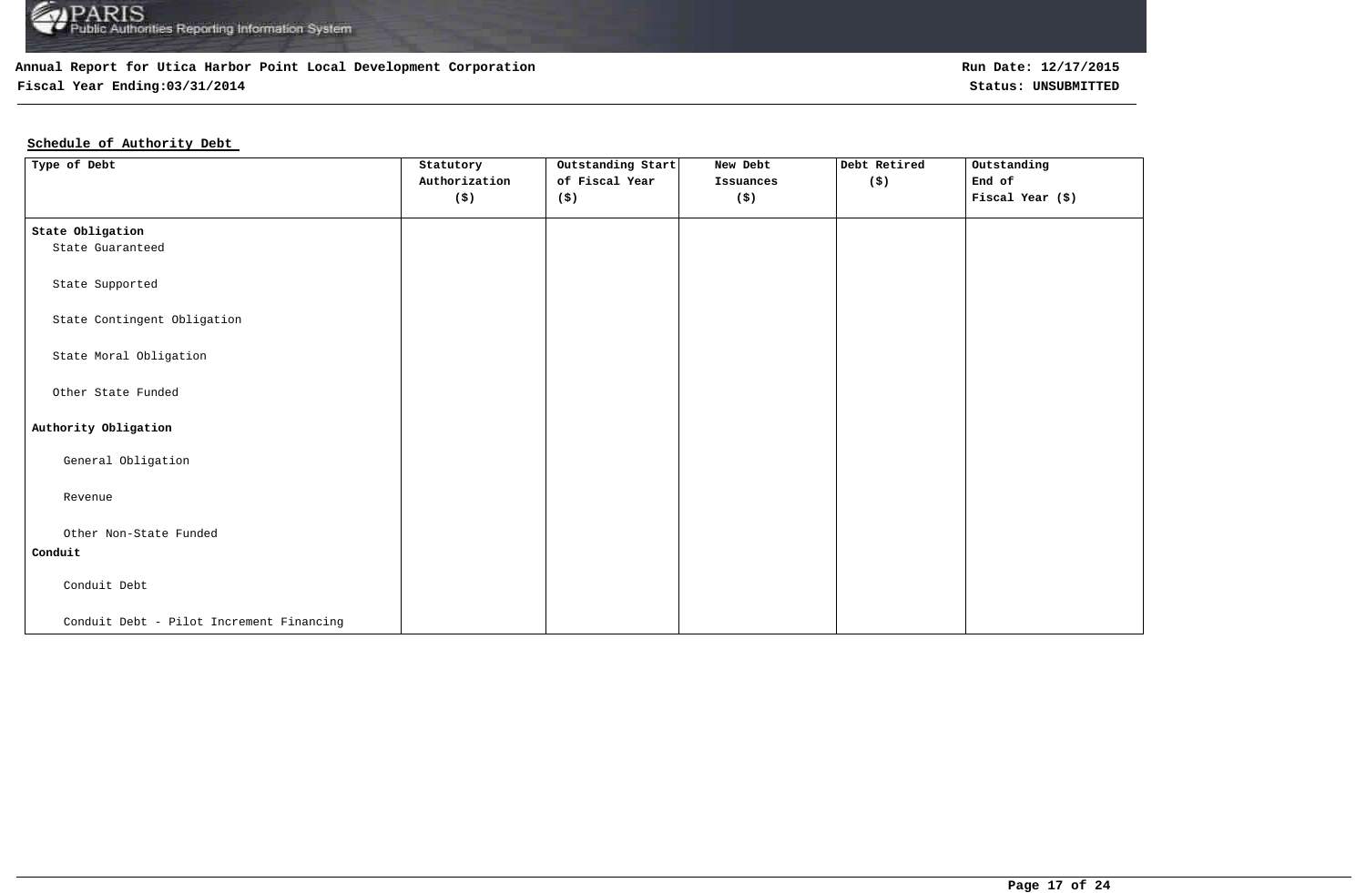**Annual Report for Utica Harbor Point Local Development Corporation**

**Fiscal Year Ending:03/31/2014**

**Run Date: 12/17/2015**

**Status: UNSUBMITTED**

**Schedule of Authority Debt**

| Type of Debt | Statutory Authorization ($) | Outstanding Start of Fiscal Year ($) | New Debt Issuances ($) | Debt Retired ($) | Outstanding End of Fiscal Year ($) |
|---|---|---|---|---|---|
| **State Obligation** | | | | | |
| State Guaranteed | | | | | |
| State Supported | | | | | |
| State Contingent Obligation | | | | | |
| State Moral Obligation | | | | | |
| Other State Funded | | | | | |
| **Authority Obligation** | | | | | |
| General Obligation | | | | | |
| Revenue | | | | | |
| Other Non-State Funded | | | | | |
| **Conduit** | | | | | |
| Conduit Debt | | | | | |
| Conduit Debt - Pilot Increment Financing | | | | | |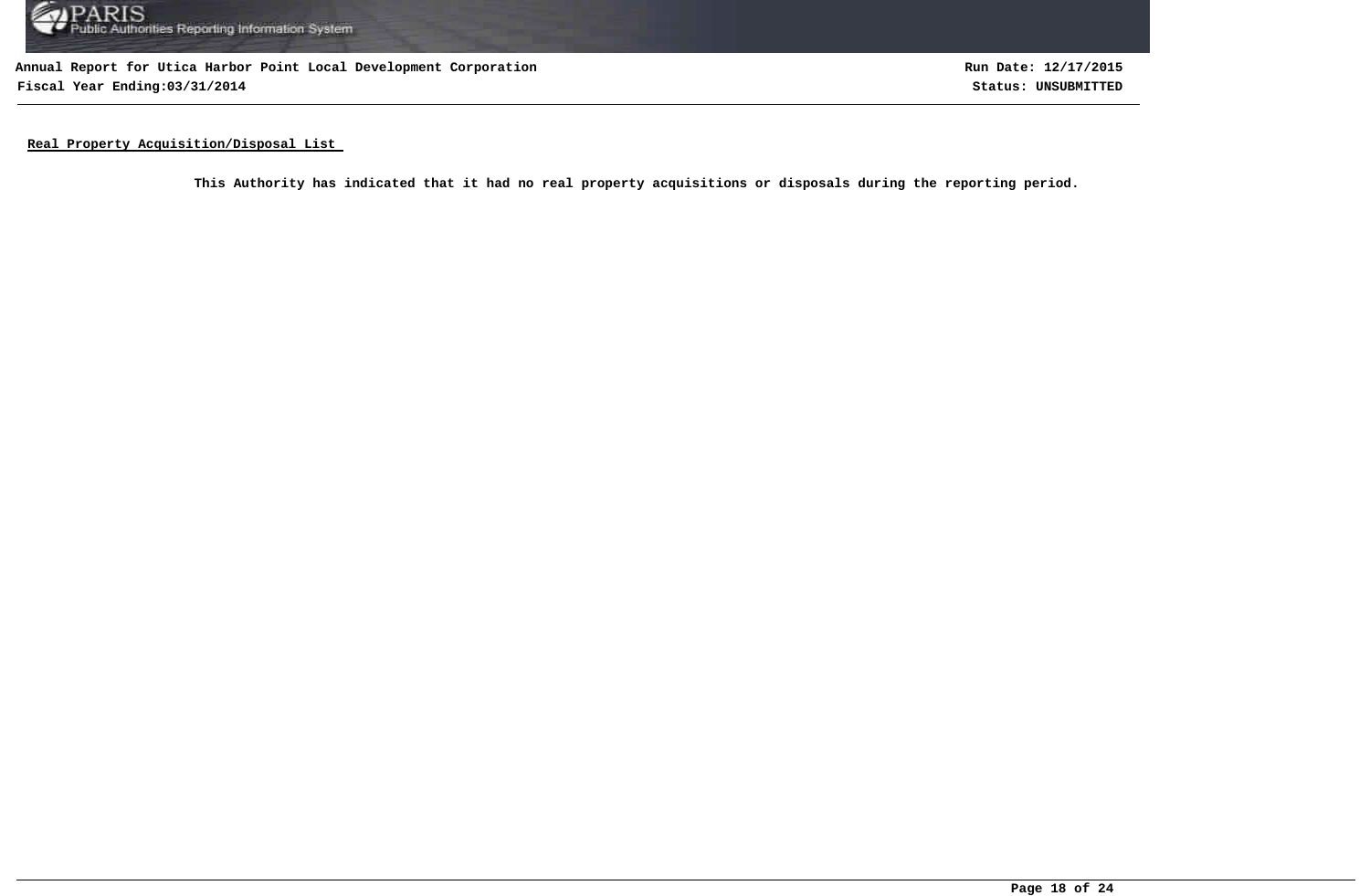**Real Property Acquisition/Disposal List**

**This Authority has indicated that it had no real property acquisitions or disposals during the reporting period.**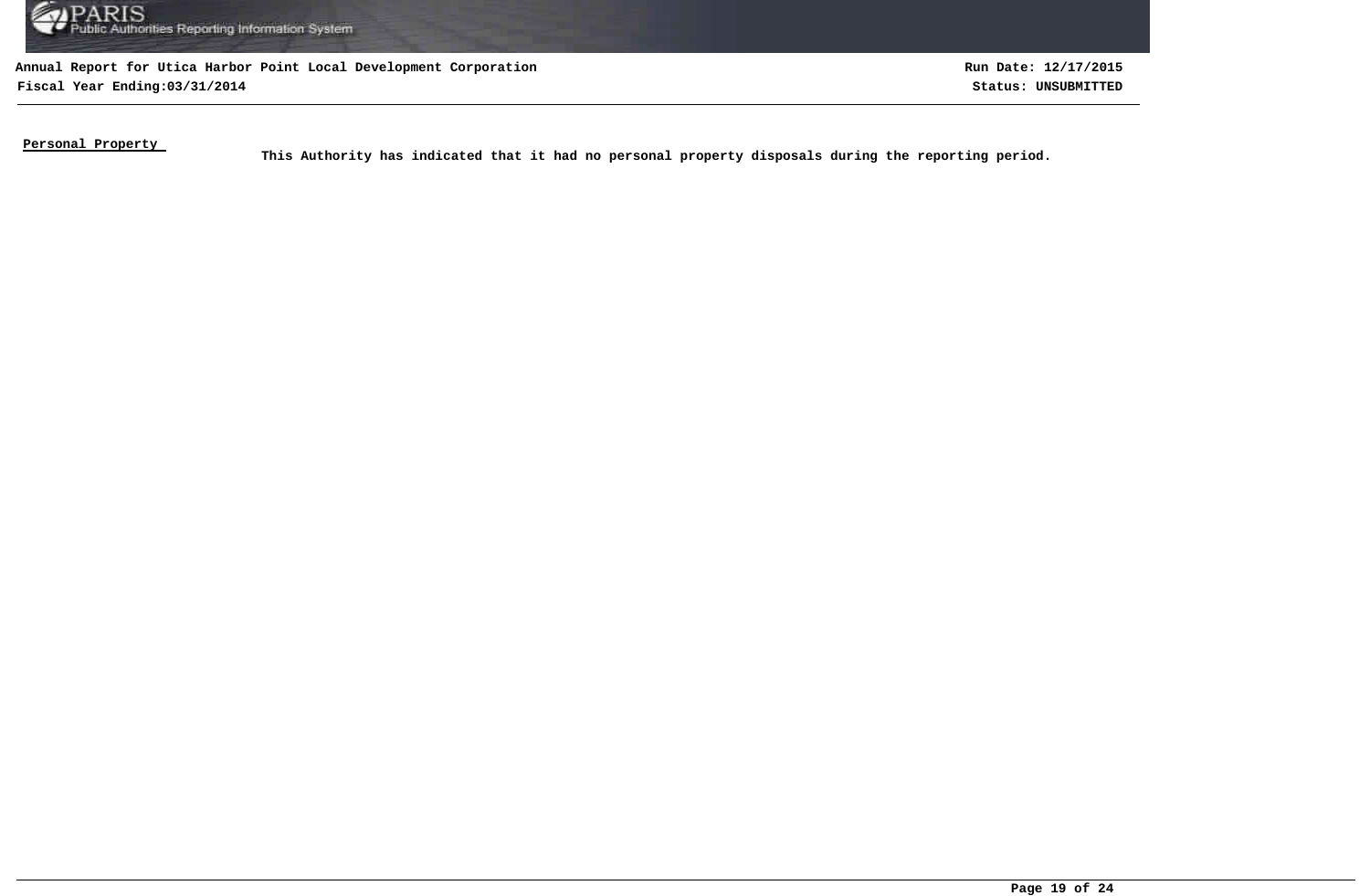**Personal Property**

**This Authority has indicated that it had no personal property disposals during the reporting period.**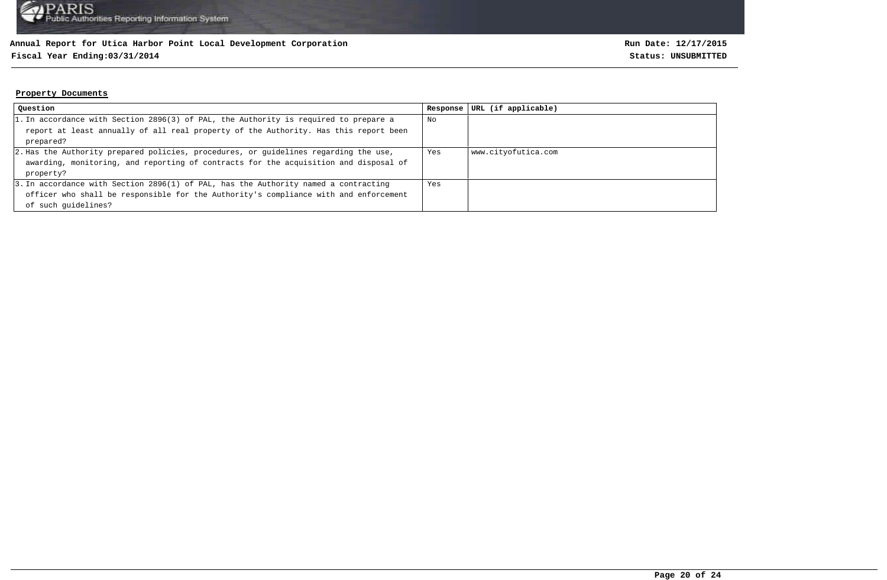**Annual Report for Utica Harbor Point Local Development Corporation**

**Fiscal Year Ending:03/31/2014**

**Run Date: 12/17/2015**

**Status: UNSUBMITTED**

## Property Documents

| Question | Response | URL (if applicable) |
|---|---|---|
| 1. In accordance with Section 2896(3) of PAL, the Authority is required to prepare a report at least annually of all real property of the Authority. Has this report been prepared? | No | |
| 2. Has the Authority prepared policies, procedures, or guidelines regarding the use, awarding, monitoring, and reporting of contracts for the acquisition and disposal of property? | Yes | www.cityofutica.com |
| 3. In accordance with Section 2896(1) of PAL, has the Authority named a contracting officer who shall be responsible for the Authority's compliance with and enforcement of such guidelines? | Yes | |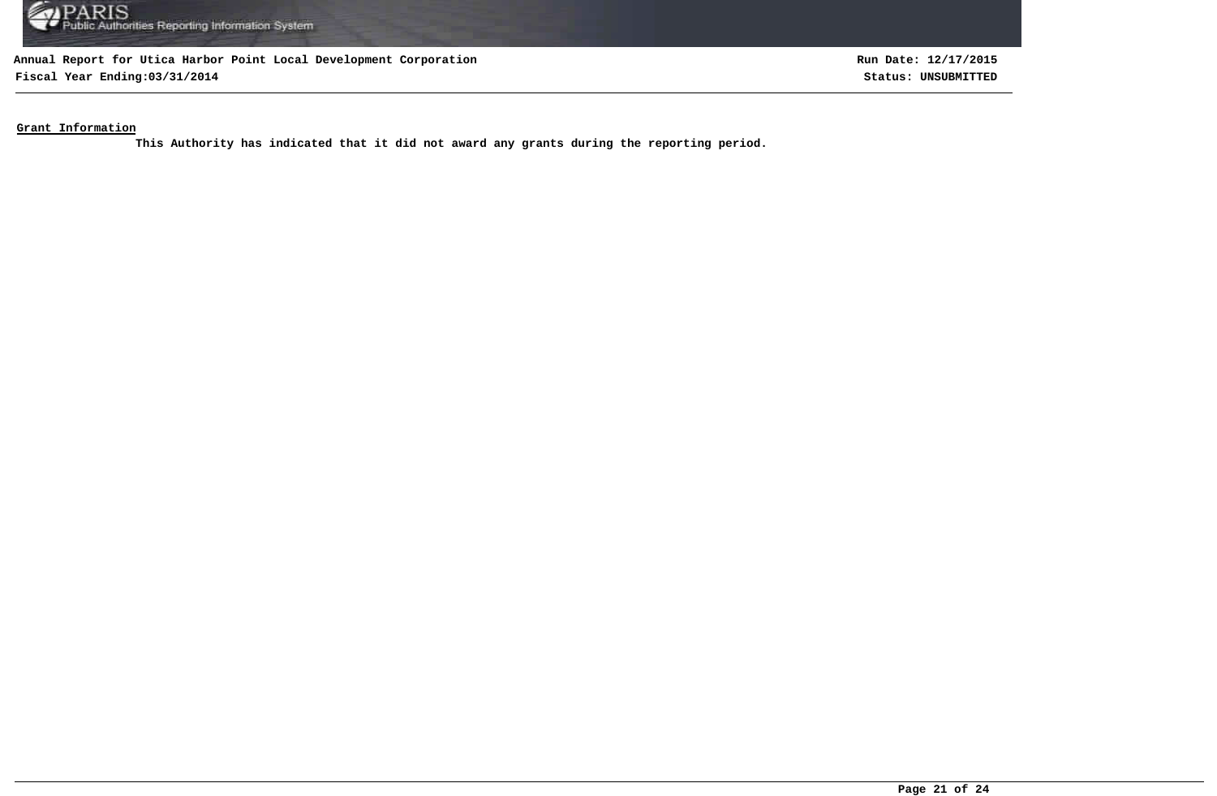**Annual Report for Utica Harbor Point Local Development Corporation**
**Fiscal Year Ending:03/31/2014**

**Run Date: 12/17/2015**
**Status: UNSUBMITTED**

**Grant Information**

**This Authority has indicated that it did not award any grants during the reporting period.**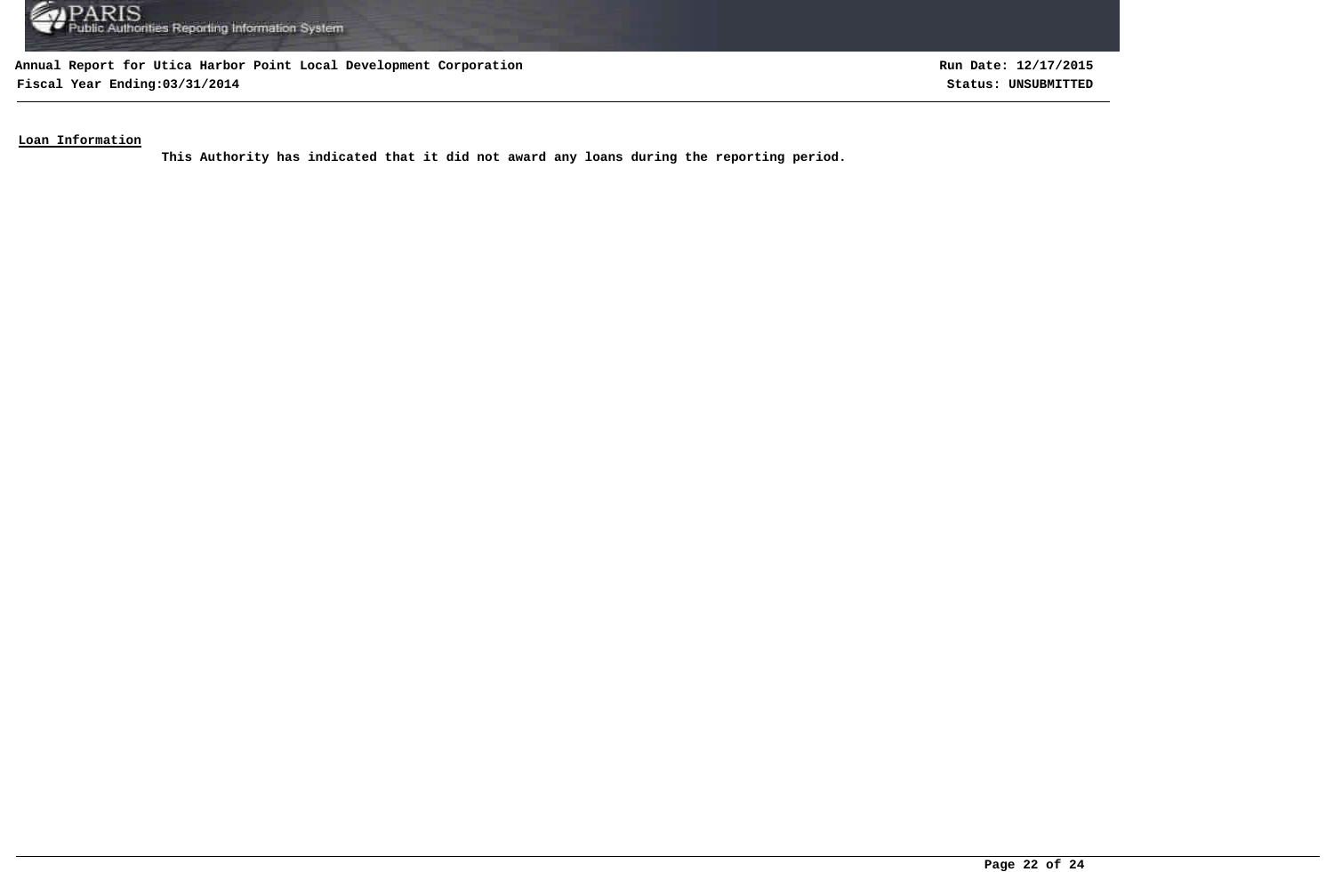**Loan Information**

**This Authority has indicated that it did not award any loans during the reporting period.**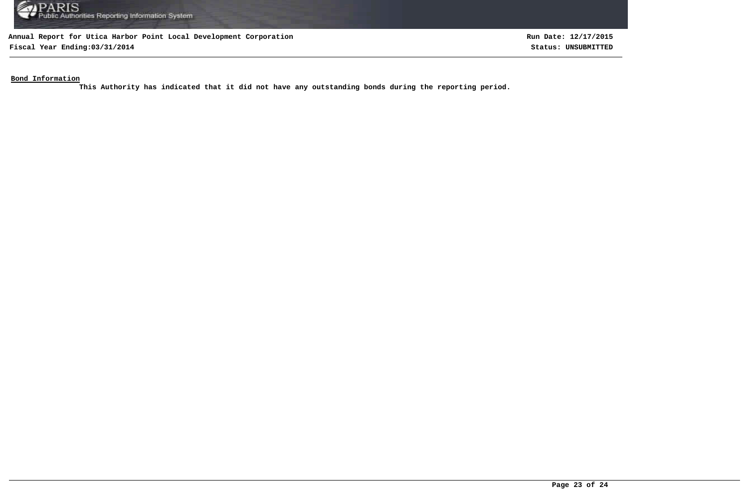**Bond Information**

This Authority has indicated that it did not have any outstanding bonds during the reporting period.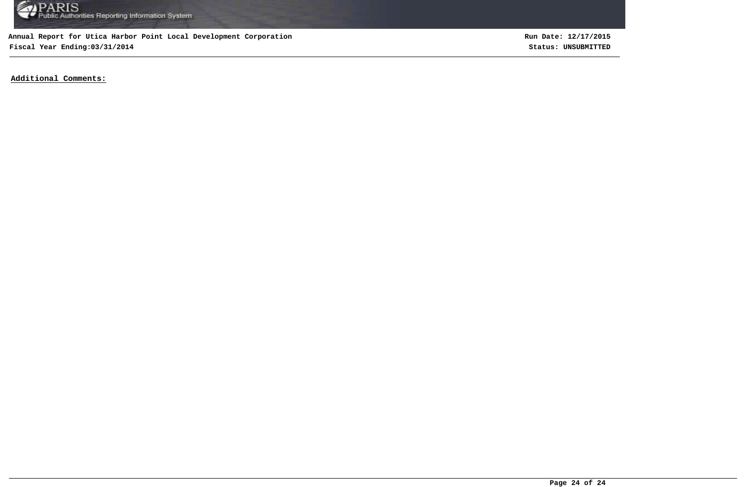**Additional Comments:**